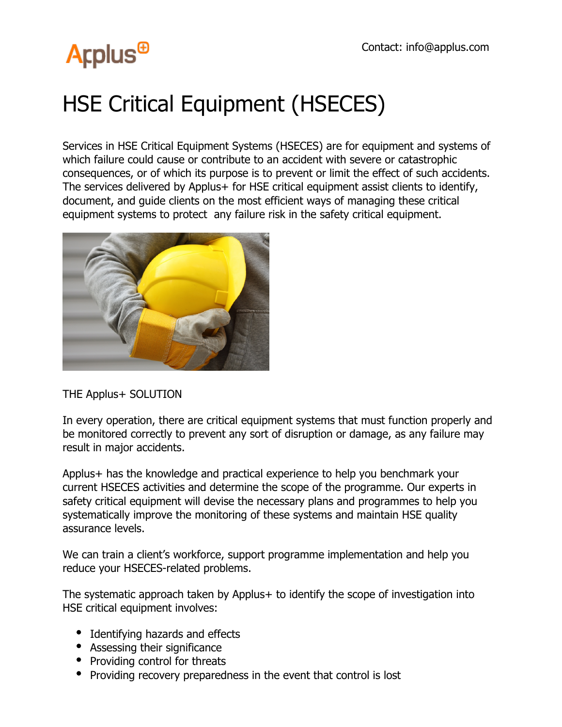Contact: info@applus.com

# HSE Critical Equipment (HSECES)

Services in HSE Critical Equipment Systems (HSECES) are for equipment and systems of which failure could cause or contribute to an accident with severe or catastrophic consequences, or of which its purpose is to prevent or limit the effect of such accidents. The services delivered by Applus+ for HSE critical equipment assist clients to identify, document, and guide clients on the most efficient ways of managing these critical equipment systems to protect any failure risk in the safety critical equipment.

THE Applus+ SOLUTION

In every operation, there are critical equipment systems that must function properly and be monitored correctly to prevent any sort of disruption or damage, as any failure may result in major accidents.

Applus+ has the knowledge and practical experience to help you benchmark your current HSECES activities and determine the scope of the programme. Our experts in safety critical equipment will devise the necessary plans and programmes to help you systematically improve the monitoring of these systems and maintain HSE quality assurance levels.

We can train a client's workforce, support programme implementation and help you reduce your HSECES-related problems.

The systematic approach taken by Applus+ to identify the scope of investigation into HSE critical equipment involves:

- Identifying hazards and effects
- Assessing their significance
- Providing control for threats
- Providing recovery preparedness in the event that control is lost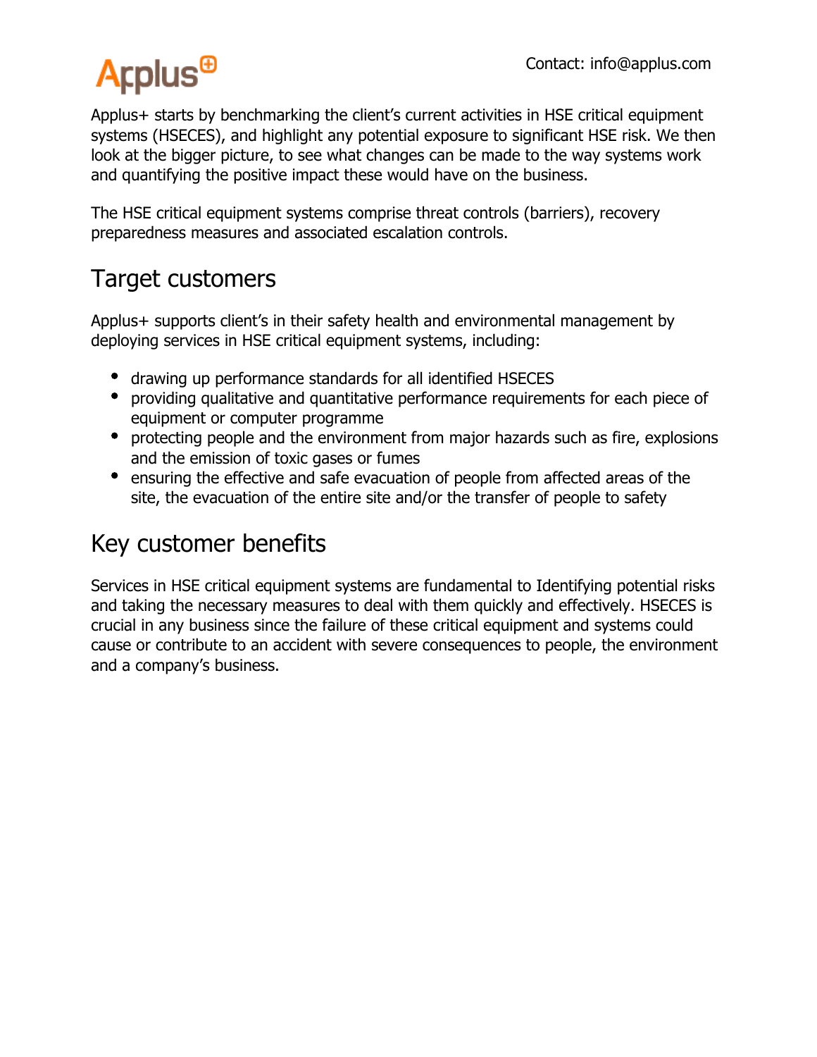Contact: info@applus.com

Applus+ starts by benchmarking the client's current activities in HSE critical equipment systems (HSECES), and highlight any potential exposure to significant HSE risk. We then look at the bigger picture, to see what changes can be made to the way systems work and quantifying the positive impact these would have on the business.

The HSE critical equipment systems comprise threat controls (barriers), recovery preparedness measures and associated escalation controls.

## Target customers

Applus+ supports client's in their safety health and environmental management by deploying services in HSE critical equipment systems, including:

- drawing up performance standards for all identified HSECES
- providing qualitative and quantitative performance requirements for each piece of equipment or computer programme
- protecting people and the environment from major hazards such as fire, explosions and the emission of toxic gases or fumes
- ensuring the effective and safe evacuation of people from affected areas of the site, the evacuation of the entire site and/or the transfer of people to safety

## Key customer benefits

Services in HSE critical equipment systems are fundamental to Identifying potential risks and taking the necessary measures to deal with them quickly and effectively. HSECES is crucial in any business since the failure of these critical equipment and systems could cause or contribute to an accident with severe consequences to people, the environment and a company's business.